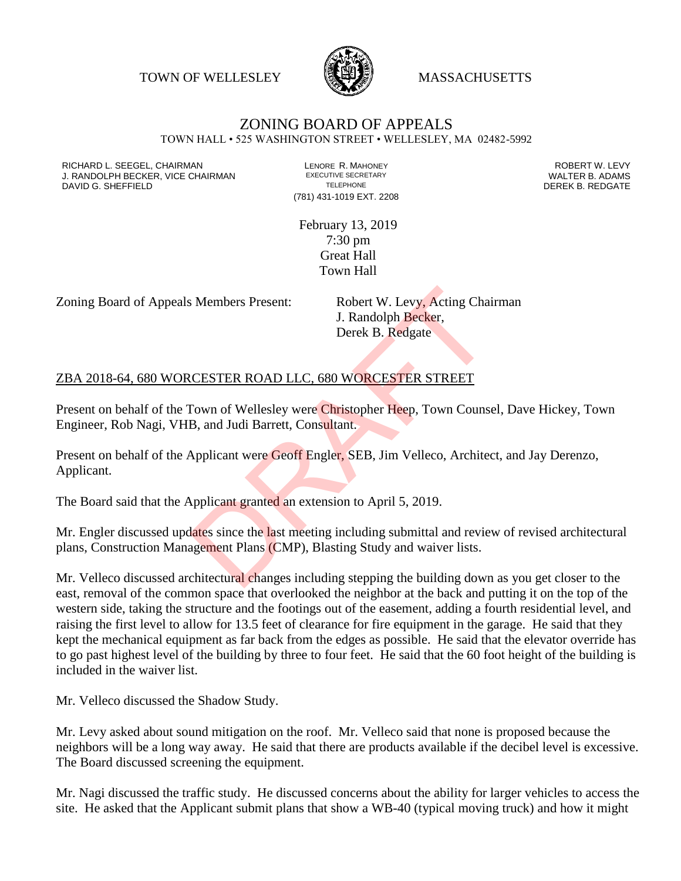TOWN OF WELLESLEY MASSACHUSETTS

# ZONING BOARD OF APPEALS

TOWN HALL • 525 WASHINGTON STREET • WELLESLEY, MA 02482-5992

RICHARD L. SEEGEL, CHAIRMAN
J. RANDOLPH BECKER, VICE CHAIRMAN
DAVID G. SHEFFIELD

LENORE R. MAHONEY
EXECUTIVE SECRETARY
TELEPHONE
(781) 431-1019 EXT. 2208

ROBERT W. LEVY
WALTER B. ADAMS
DEREK B. REDGATE

February 13, 2019
7:30 pm
Great Hall
Town Hall

Zoning Board of Appeals Members Present: Robert W. Levy, Acting Chairman
J. Randolph Becker,
Derek B. Redgate

DRAFT

ZBA 2018-64, 680 WORCESTER ROAD LLC, 680 WORCESTER STREET

Present on behalf of the Town of Wellesley were Christopher Heep, Town Counsel, Dave Hickey, Town Engineer, Rob Nagi, VHB, and Judi Barrett, Consultant.

Present on behalf of the Applicant were Geoff Engler, SEB, Jim Velleco, Architect, and Jay Derenzo, Applicant.

The Board said that the Applicant granted an extension to April 5, 2019.

Mr. Engler discussed updates since the last meeting including submittal and review of revised architectural plans, Construction Management Plans (CMP), Blasting Study and waiver lists.

Mr. Velleco discussed architectural changes including stepping the building down as you get closer to the east, removal of the common space that overlooked the neighbor at the back and putting it on the top of the western side, taking the structure and the footings out of the easement, adding a fourth residential level, and raising the first level to allow for 13.5 feet of clearance for fire equipment in the garage. He said that they kept the mechanical equipment as far back from the edges as possible. He said that the elevator override has to go past highest level of the building by three to four feet. He said that the 60 foot height of the building is included in the waiver list.

Mr. Velleco discussed the Shadow Study.

Mr. Levy asked about sound mitigation on the roof. Mr. Velleco said that none is proposed because the neighbors will be a long way away. He said that there are products available if the decibel level is excessive. The Board discussed screening the equipment.

Mr. Nagi discussed the traffic study. He discussed concerns about the ability for larger vehicles to access the site. He asked that the Applicant submit plans that show a WB-40 (typical moving truck) and how it might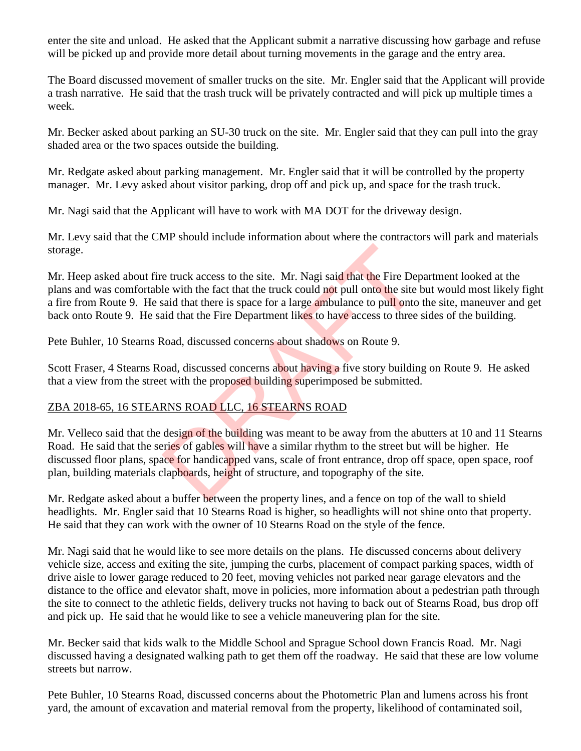enter the site and unload. He asked that the Applicant submit a narrative discussing how garbage and refuse will be picked up and provide more detail about turning movements in the garage and the entry area.

The Board discussed movement of smaller trucks on the site. Mr. Engler said that the Applicant will provide a trash narrative. He said that the trash truck will be privately contracted and will pick up multiple times a week.

Mr. Becker asked about parking an SU-30 truck on the site. Mr. Engler said that they can pull into the gray shaded area or the two spaces outside the building.

Mr. Redgate asked about parking management. Mr. Engler said that it will be controlled by the property manager. Mr. Levy asked about visitor parking, drop off and pick up, and space for the trash truck.

Mr. Nagi said that the Applicant will have to work with MA DOT for the driveway design.

Mr. Levy said that the CMP should include information about where the contractors will park and materials storage.

Mr. Heep asked about fire truck access to the site. Mr. Nagi said that the Fire Department looked at the plans and was comfortable with the fact that the truck could not pull onto the site but would most likely fight a fire from Route 9. He said that there is space for a large ambulance to pull onto the site, maneuver and get back onto Route 9. He said that the Fire Department likes to have access to three sides of the building.

Pete Buhler, 10 Stearns Road, discussed concerns about shadows on Route 9.

Scott Fraser, 4 Stearns Road, discussed concerns about having a five story building on Route 9. He asked that a view from the street with the proposed building superimposed be submitted.

## ZBA 2018-65, 16 STEARNS ROAD LLC, 16 STEARNS ROAD

Mr. Velleco said that the design of the building was meant to be away from the abutters at 10 and 11 Stearns Road. He said that the series of gables will have a similar rhythm to the street but will be higher. He discussed floor plans, space for handicapped vans, scale of front entrance, drop off space, open space, roof plan, building materials clapboards, height of structure, and topography of the site.

Mr. Redgate asked about a buffer between the property lines, and a fence on top of the wall to shield headlights. Mr. Engler said that 10 Stearns Road is higher, so headlights will not shine onto that property. He said that they can work with the owner of 10 Stearns Road on the style of the fence.

Mr. Nagi said that he would like to see more details on the plans. He discussed concerns about delivery vehicle size, access and exiting the site, jumping the curbs, placement of compact parking spaces, width of drive aisle to lower garage reduced to 20 feet, moving vehicles not parked near garage elevators and the distance to the office and elevator shaft, move in policies, more information about a pedestrian path through the site to connect to the athletic fields, delivery trucks not having to back out of Stearns Road, bus drop off and pick up. He said that he would like to see a vehicle maneuvering plan for the site.

Mr. Becker said that kids walk to the Middle School and Sprague School down Francis Road. Mr. Nagi discussed having a designated walking path to get them off the roadway. He said that these are low volume streets but narrow.

Pete Buhler, 10 Stearns Road, discussed concerns about the Photometric Plan and lumens across his front yard, the amount of excavation and material removal from the property, likelihood of contaminated soil,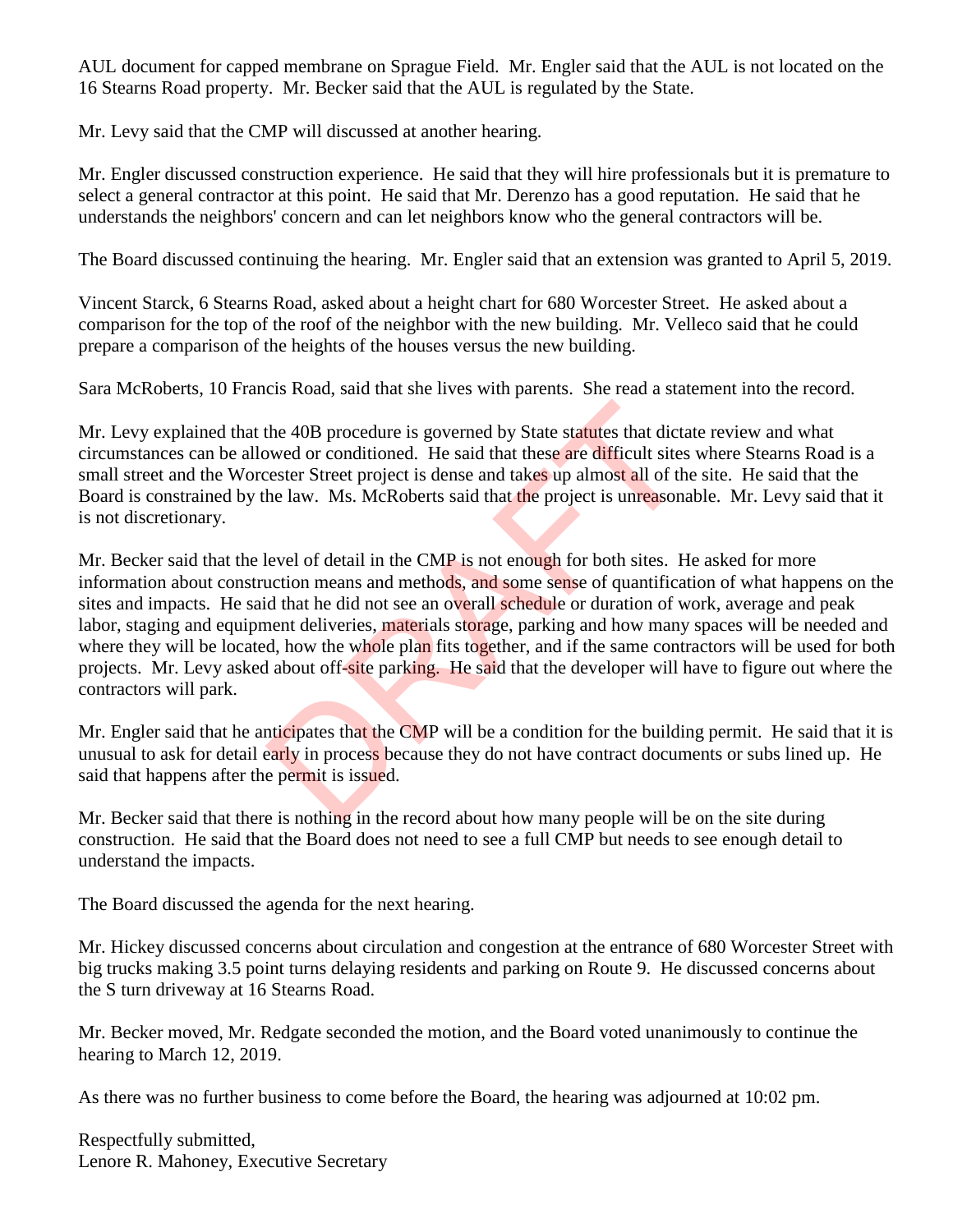AUL document for capped membrane on Sprague Field. Mr. Engler said that the AUL is not located on the 16 Stearns Road property. Mr. Becker said that the AUL is regulated by the State.

Mr. Levy said that the CMP will discussed at another hearing.

Mr. Engler discussed construction experience. He said that they will hire professionals but it is premature to select a general contractor at this point. He said that Mr. Derenzo has a good reputation. He said that he understands the neighbors' concern and can let neighbors know who the general contractors will be.

The Board discussed continuing the hearing. Mr. Engler said that an extension was granted to April 5, 2019.

Vincent Starck, 6 Stearns Road, asked about a height chart for 680 Worcester Street. He asked about a comparison for the top of the roof of the neighbor with the new building. Mr. Velleco said that he could prepare a comparison of the heights of the houses versus the new building.

Sara McRoberts, 10 Francis Road, said that she lives with parents. She read a statement into the record.

Mr. Levy explained that the 40B procedure is governed by State statutes that dictate review and what circumstances can be allowed or conditioned. He said that these are difficult sites where Stearns Road is a small street and the Worcester Street project is dense and takes up almost all of the site. He said that the Board is constrained by the law. Ms. McRoberts said that the project is unreasonable. Mr. Levy said that it is not discretionary.

Mr. Becker said that the level of detail in the CMP is not enough for both sites. He asked for more information about construction means and methods, and some sense of quantification of what happens on the sites and impacts. He said that he did not see an overall schedule or duration of work, average and peak labor, staging and equipment deliveries, materials storage, parking and how many spaces will be needed and where they will be located, how the whole plan fits together, and if the same contractors will be used for both projects. Mr. Levy asked about off-site parking. He said that the developer will have to figure out where the contractors will park.

Mr. Engler said that he anticipates that the CMP will be a condition for the building permit. He said that it is unusual to ask for detail early in process because they do not have contract documents or subs lined up. He said that happens after the permit is issued.

Mr. Becker said that there is nothing in the record about how many people will be on the site during construction. He said that the Board does not need to see a full CMP but needs to see enough detail to understand the impacts.

The Board discussed the agenda for the next hearing.

Mr. Hickey discussed concerns about circulation and congestion at the entrance of 680 Worcester Street with big trucks making 3.5 point turns delaying residents and parking on Route 9. He discussed concerns about the S turn driveway at 16 Stearns Road.

Mr. Becker moved, Mr. Redgate seconded the motion, and the Board voted unanimously to continue the hearing to March 12, 2019.

As there was no further business to come before the Board, the hearing was adjourned at 10:02 pm.

Respectfully submitted,
Lenore R. Mahoney, Executive Secretary